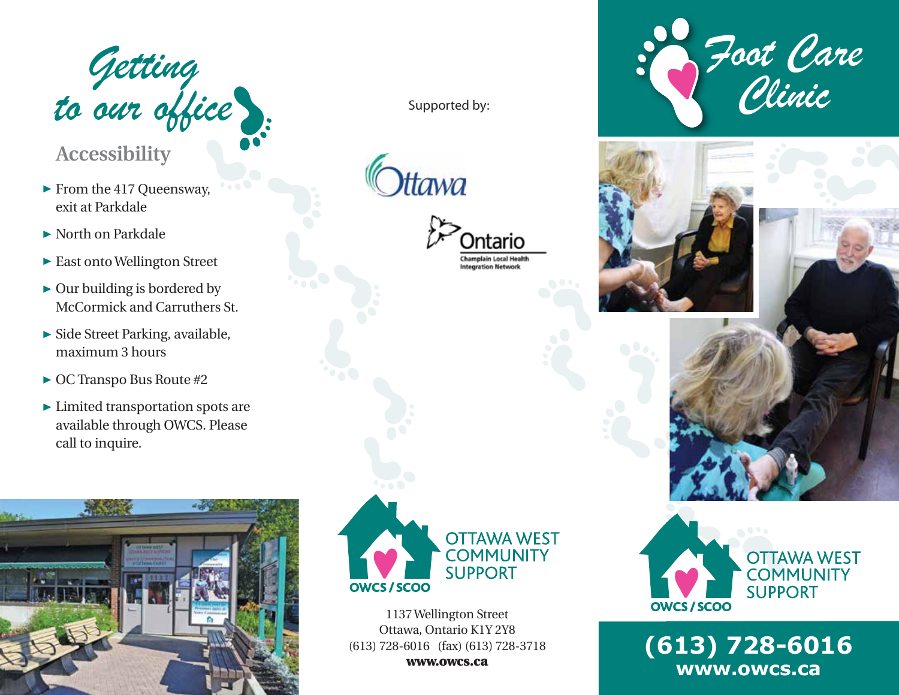# Getting to our office

## Accessibility

- From the 417 Queensway, exit at Parkdale
- North on Parkdale
- East onto Wellington Street
- Our building is bordered by McCormick and Carruthers St.
- Side Street Parking, available, maximum 3 hours
- OC Transpo Bus Route #2
- Limited transportation spots are available through OWCS. Please call to inquire.

Supported by:

Ottawa

Ontario
Champlain Local Health Integration Network

OTTAWA WEST COMMUNITY SUPPORT
OWCS / SCOO

1137 Wellington Street
Ottawa, Ontario K1Y 2Y8
(613) 728-6016 (fax) (613) 728-3718
**www.owcs.ca**

# Foot Care Clinic

OTTAWA WEST COMMUNITY SUPPORT
OWCS / SCOO

**(613) 728-6016**
**www.owcs.ca**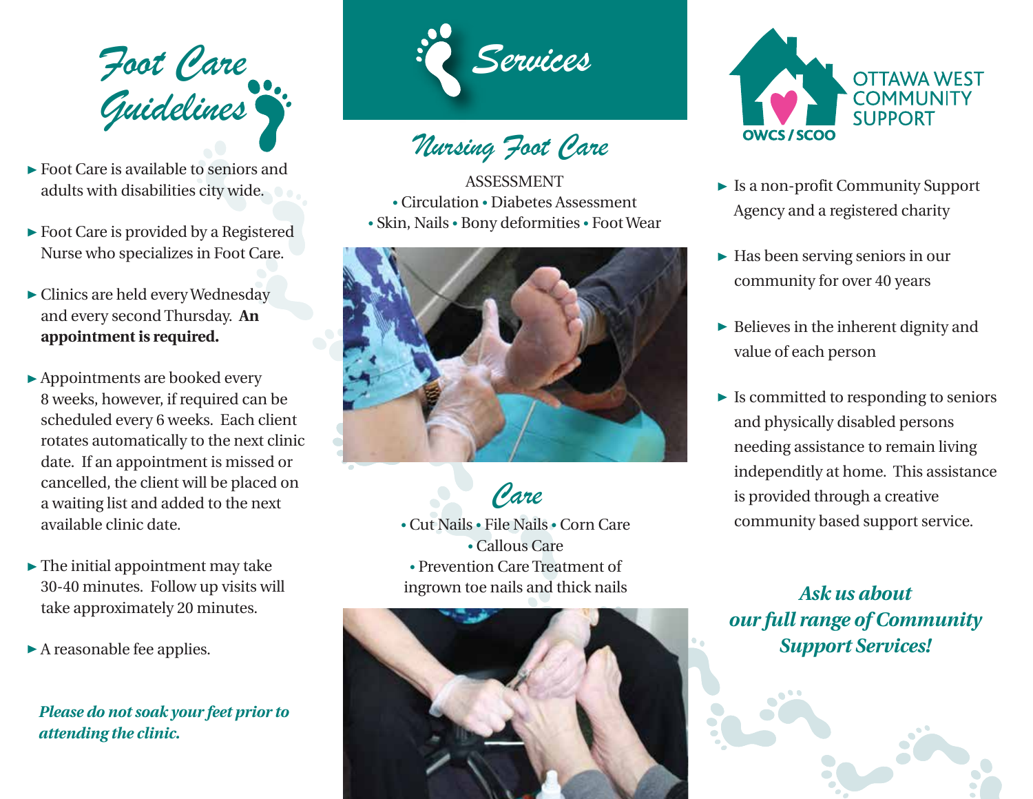# Foot Care Guidelines

- Foot Care is available to seniors and adults with disabilities city wide.
- Foot Care is provided by a Registered Nurse who specializes in Foot Care.
- Clinics are held every Wednesday and every second Thursday. **An appointment is required.**
- Appointments are booked every 8 weeks, however, if required can be scheduled every 6 weeks. Each client rotates automatically to the next clinic date. If an appointment is missed or cancelled, the client will be placed on a waiting list and added to the next available clinic date.
- The initial appointment may take 30-40 minutes. Follow up visits will take approximately 20 minutes.
- A reasonable fee applies.

***Please do not soak your feet prior to attending the clinic.***

# Services

## Nursing Foot Care

ASSESSMENT
• Circulation • Diabetes Assessment
• Skin, Nails • Bony deformities • Foot Wear

## Care

• Cut Nails • File Nails • Corn Care
• Callous Care
• Prevention Care Treatment of ingrown toe nails and thick nails

# OTTAWA WEST COMMUNITY SUPPORT

OWCS / SCOO

- Is a non-profit Community Support Agency and a registered charity
- Has been serving seniors in our community for over 40 years
- Believes in the inherent dignity and value of each person
- Is committed to responding to seniors and physically disabled persons needing assistance to remain living independitly at home. This assistance is provided through a creative community based support service.

***Ask us about our full range of Community Support Services!***